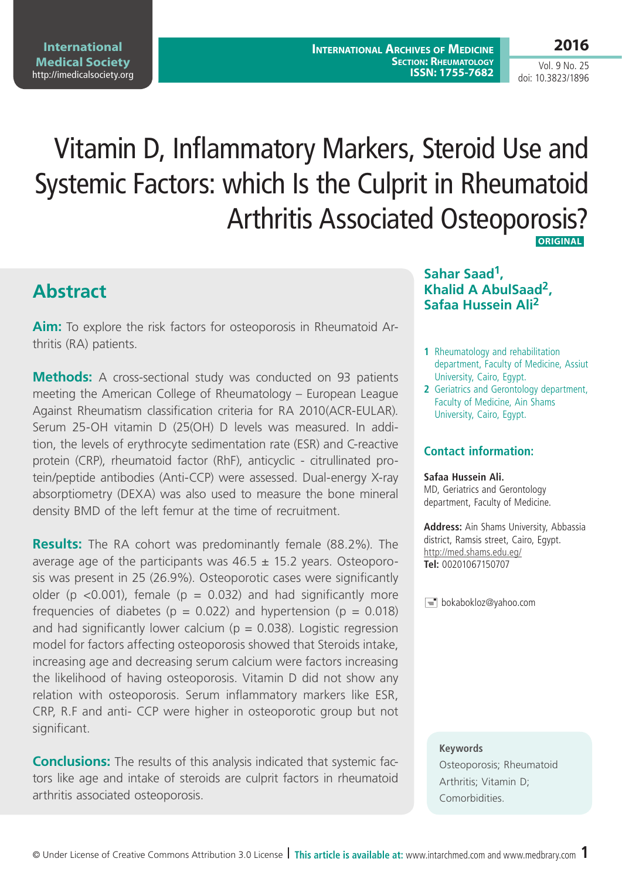# Vitamin D, Inflammatory Markers, Steroid Use and Systemic Factors: which Is the Culprit in Rheumatoid Arthritis Associated Osteoporosis?

**ORIGINAL**

**Sahar Saad[1], Khalid A AbulSaad[2], Safaa Hussein Ali[2]**

1 Rheumatology and rehabilitation department, Faculty of Medicine, Assiut University, Cairo, Egypt.
2 Geriatrics and Gerontology department, Faculty of Medicine, Ain Shams University, Cairo, Egypt.

## Contact information:

**Safaa Hussein Ali.**
MD, Geriatrics and Gerontology department, Faculty of Medicine.

**Address:** Ain Shams University, Abbassia district, Ramsis street, Cairo, Egypt.
http://med.shams.edu.eg/
**Tel:** 00201067150707

bokabokloz@yahoo.com

## Abstract

**Aim:** To explore the risk factors for osteoporosis in Rheumatoid Arthritis (RA) patients.

**Methods:** A cross-sectional study was conducted on 93 patients meeting the American College of Rheumatology – European League Against Rheumatism classification criteria for RA 2010(ACR-EULAR). Serum 25-OH vitamin D (25(OH) D levels was measured. In addition, the levels of erythrocyte sedimentation rate (ESR) and C-reactive protein (CRP), rheumatoid factor (RhF), anticyclic - citrullinated protein/peptide antibodies (Anti-CCP) were assessed. Dual-energy X-ray absorptiometry (DEXA) was also used to measure the bone mineral density BMD of the left femur at the time of recruitment.

**Results:** The RA cohort was predominantly female (88.2%). The average age of the participants was 46.5 ± 15.2 years. Osteoporosis was present in 25 (26.9%). Osteoporotic cases were significantly older (p <0.001), female (p = 0.032) and had significantly more frequencies of diabetes (p = 0.022) and hypertension (p = 0.018) and had significantly lower calcium (p = 0.038). Logistic regression model for factors affecting osteoporosis showed that Steroids intake, increasing age and decreasing serum calcium were factors increasing the likelihood of having osteoporosis. Vitamin D did not show any relation with osteoporosis. Serum inflammatory markers like ESR, CRP, R.F and anti- CCP were higher in osteoporotic group but not significant.

**Conclusions:** The results of this analysis indicated that systemic factors like age and intake of steroids are culprit factors in rheumatoid arthritis associated osteoporosis.

**Keywords**

Osteoporosis; Rheumatoid Arthritis; Vitamin D; Comorbidities.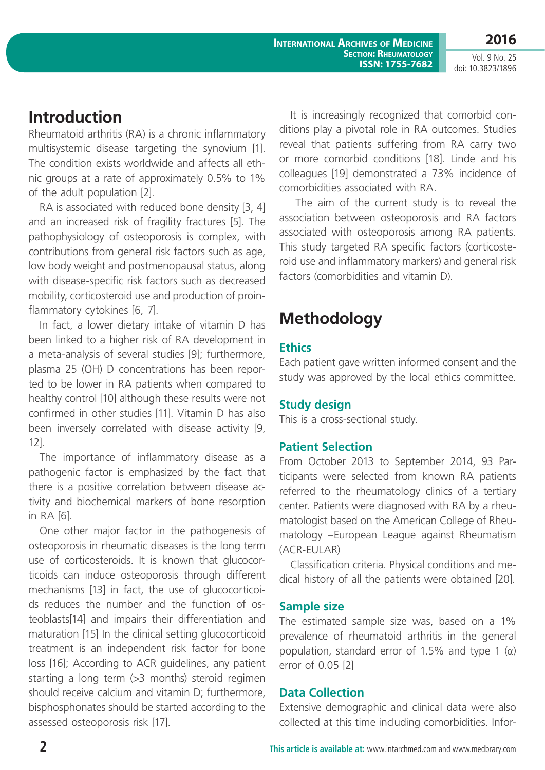## Introduction

Rheumatoid arthritis (RA) is a chronic inflammatory multisystemic disease targeting the synovium [1]. The condition exists worldwide and affects all ethnic groups at a rate of approximately 0.5% to 1% of the adult population [2].

RA is associated with reduced bone density [3, 4] and an increased risk of fragility fractures [5]. The pathophysiology of osteoporosis is complex, with contributions from general risk factors such as age, low body weight and postmenopausal status, along with disease-specific risk factors such as decreased mobility, corticosteroid use and production of proinflammatory cytokines [6, 7].

In fact, a lower dietary intake of vitamin D has been linked to a higher risk of RA development in a meta-analysis of several studies [9]; furthermore, plasma 25 (OH) D concentrations has been reported to be lower in RA patients when compared to healthy control [10] although these results were not confirmed in other studies [11]. Vitamin D has also been inversely correlated with disease activity [9, 12].

The importance of inflammatory disease as a pathogenic factor is emphasized by the fact that there is a positive correlation between disease activity and biochemical markers of bone resorption in RA [6].

One other major factor in the pathogenesis of osteoporosis in rheumatic diseases is the long term use of corticosteroids. It is known that glucocorticoids can induce osteoporosis through different mechanisms [13] in fact, the use of glucocorticoids reduces the number and the function of osteoblasts[14] and impairs their differentiation and maturation [15] In the clinical setting glucocorticoid treatment is an independent risk factor for bone loss [16]; According to ACR guidelines, any patient starting a long term (>3 months) steroid regimen should receive calcium and vitamin D; furthermore, bisphosphonates should be started according to the assessed osteoporosis risk [17].

It is increasingly recognized that comorbid conditions play a pivotal role in RA outcomes. Studies reveal that patients suffering from RA carry two or more comorbid conditions [18]. Linde and his colleagues [19] demonstrated a 73% incidence of comorbidities associated with RA.

The aim of the current study is to reveal the association between osteoporosis and RA factors associated with osteoporosis among RA patients. This study targeted RA specific factors (corticosteroid use and inflammatory markers) and general risk factors (comorbidities and vitamin D).

## Methodology

### Ethics

Each patient gave written informed consent and the study was approved by the local ethics committee.

### Study design

This is a cross-sectional study.

### Patient Selection

From October 2013 to September 2014, 93 Participants were selected from known RA patients referred to the rheumatology clinics of a tertiary center. Patients were diagnosed with RA by a rheumatologist based on the American College of Rheumatology –European League against Rheumatism (ACR-EULAR)

Classification criteria. Physical conditions and medical history of all the patients were obtained [20].

### Sample size

The estimated sample size was, based on a 1% prevalence of rheumatoid arthritis in the general population, standard error of 1.5% and type 1 ($\alpha$) error of 0.05 [2]

### Data Collection

Extensive demographic and clinical data were also collected at this time including comorbidities. Infor-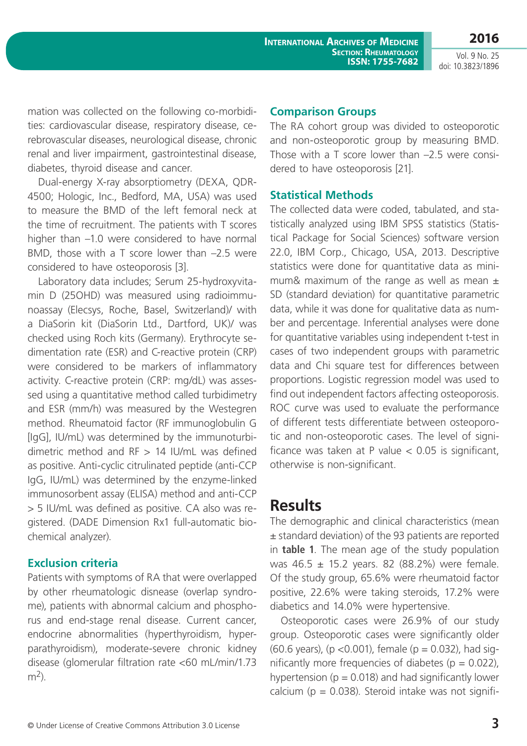mation was collected on the following co-morbidities: cardiovascular disease, respiratory disease, cerebrovascular diseases, neurological disease, chronic renal and liver impairment, gastrointestinal disease, diabetes, thyroid disease and cancer.

Dual-energy X-ray absorptiometry (DEXA, QDR-4500; Hologic, Inc., Bedford, MA, USA) was used to measure the BMD of the left femoral neck at the time of recruitment. The patients with T scores higher than –1.0 were considered to have normal BMD, those with a T score lower than –2.5 were considered to have osteoporosis [3].

Laboratory data includes; Serum 25-hydroxyvitamin D (25OHD) was measured using radioimmunoassay (Elecsys, Roche, Basel, Switzerland)/ with a DiaSorin kit (DiaSorin Ltd., Dartford, UK)/ was checked using Roch kits (Germany). Erythrocyte sedimentation rate (ESR) and C-reactive protein (CRP) were considered to be markers of inflammatory activity. C-reactive protein (CRP: mg/dL) was assessed using a quantitative method called turbidimetry and ESR (mm/h) was measured by the Westegren method. Rheumatoid factor (RF immunoglobulin G [IgG], IU/mL) was determined by the immunoturbidimetric method and RF > 14 IU/mL was defined as positive. Anti-cyclic citrulinated peptide (anti-CCP IgG, IU/mL) was determined by the enzyme-linked immunosorbent assay (ELISA) method and anti-CCP > 5 IU/mL was defined as positive. CA also was registered. (DADE Dimension Rx1 full-automatic biochemical analyzer).

### Exclusion criteria

Patients with symptoms of RA that were overlapped by other rheumatologic disnease (overlap syndrome), patients with abnormal calcium and phosphorus and end-stage renal disease. Current cancer, endocrine abnormalities (hyperthyroidism, hyperparathyroidism), moderate-severe chronic kidney disease (glomerular filtration rate <60 mL/min/1.73 $m^2$).

### Comparison Groups

The RA cohort group was divided to osteoporotic and non-osteoporotic group by measuring BMD. Those with a T score lower than –2.5 were considered to have osteoporosis [21].

### Statistical Methods

The collected data were coded, tabulated, and statistically analyzed using IBM SPSS statistics (Statistical Package for Social Sciences) software version 22.0, IBM Corp., Chicago, USA, 2013. Descriptive statistics were done for quantitative data as minimum& maximum of the range as well as mean ± SD (standard deviation) for quantitative parametric data, while it was done for qualitative data as number and percentage. Inferential analyses were done for quantitative variables using independent t-test in cases of two independent groups with parametric data and Chi square test for differences between proportions. Logistic regression model was used to find out independent factors affecting osteoporosis. ROC curve was used to evaluate the performance of different tests differentiate between osteoporotic and non-osteoporotic cases. The level of significance was taken at P value < 0.05 is significant, otherwise is non-significant.

## Results

The demographic and clinical characteristics (mean ± standard deviation) of the 93 patients are reported in **table 1**. The mean age of the study population was 46.5 ± 15.2 years. 82 (88.2%) were female. Of the study group, 65.6% were rheumatoid factor positive, 22.6% were taking steroids, 17.2% were diabetics and 14.0% were hypertensive.

Osteoporotic cases were 26.9% of our study group. Osteoporotic cases were significantly older (60.6 years), ($p < 0.001$), female ($p = 0.032$), had significantly more frequencies of diabetes ($p = 0.022$), hypertension ($p = 0.018$) and had significantly lower calcium ($p = 0.038$). Steroid intake was not signifi-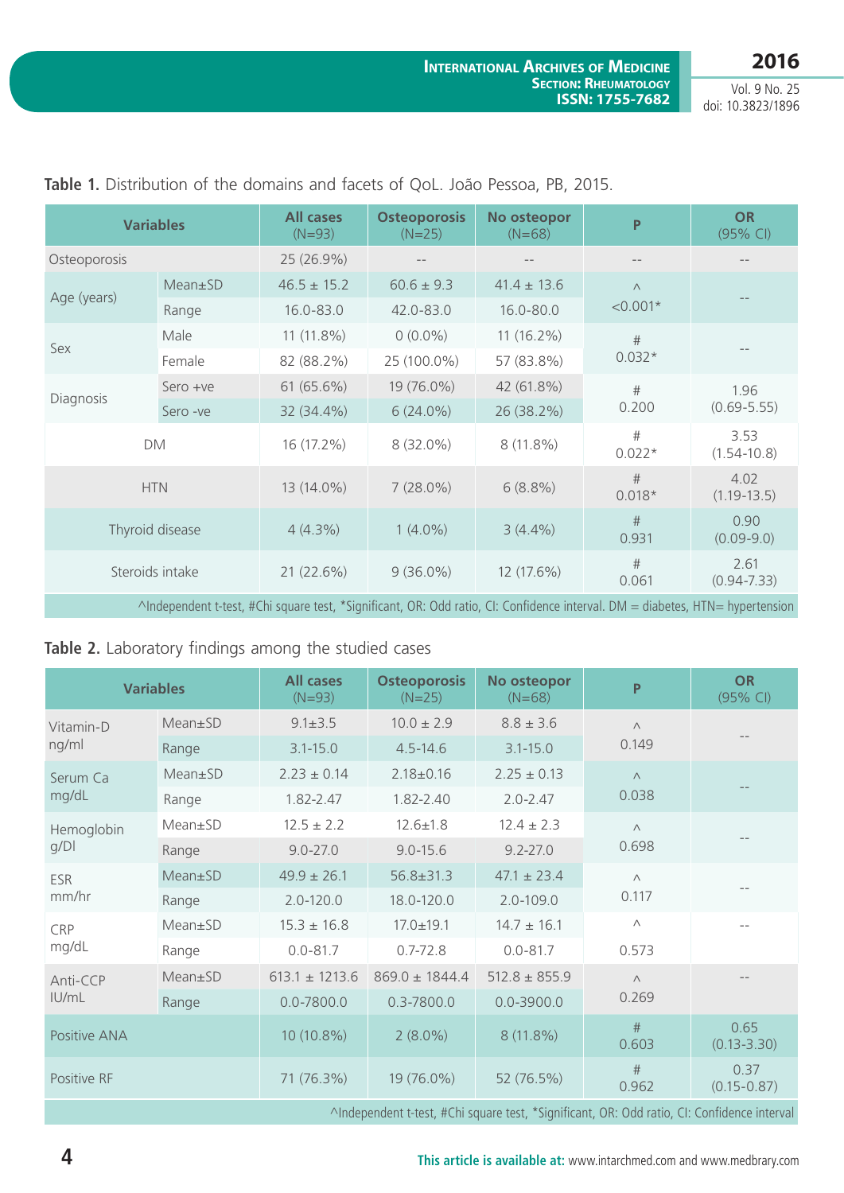**Table 1.** Distribution of the domains and facets of QoL. João Pessoa, PB, 2015.

| Variables | | All cases (N=93) | Osteoporosis (N=25) | No osteopor (N=68) | P | OR (95% CI) |
|---|---|---|---|---|---|---|
| Osteoporosis | | 25 (26.9%) | -- | -- | -- | -- |
| Age (years) | Mean±SD | 46.5 ± 15.2 | 60.6 ± 9.3 | 41.4 ± 13.6 | ^ <0.001* | -- |
| | Range | 16.0-83.0 | 42.0-83.0 | 16.0-80.0 | | |
| Sex | Male | 11 (11.8%) | 0 (0.0%) | 11 (16.2%) | # 0.032* | -- |
| | Female | 82 (88.2%) | 25 (100.0%) | 57 (83.8%) | | |
| Diagnosis | Sero +ve | 61 (65.6%) | 19 (76.0%) | 42 (61.8%) | # 0.200 | 1.96 (0.69-5.55) |
| | Sero -ve | 32 (34.4%) | 6 (24.0%) | 26 (38.2%) | | |
| DM | | 16 (17.2%) | 8 (32.0%) | 8 (11.8%) | # 0.022* | 3.53 (1.54-10.8) |
| HTN | | 13 (14.0%) | 7 (28.0%) | 6 (8.8%) | # 0.018* | 4.02 (1.19-13.5) |
| Thyroid disease | | 4 (4.3%) | 1 (4.0%) | 3 (4.4%) | # 0.931 | 0.90 (0.09-9.0) |
| Steroids intake | | 21 (22.6%) | 9 (36.0%) | 12 (17.6%) | # 0.061 | 2.61 (0.94-7.33) |

^Independent t-test, #Chi square test, *Significant, OR: Odd ratio, CI: Confidence interval. DM = diabetes, HTN= hypertension

**Table 2.** Laboratory findings among the studied cases

| Variables | | All cases (N=93) | Osteoporosis (N=25) | No osteopor (N=68) | P | OR (95% CI) |
|---|---|---|---|---|---|---|
| Vitamin-D ng/ml | Mean±SD | 9.1±3.5 | 10.0 ± 2.9 | 8.8 ± 3.6 | ^ 0.149 | -- |
| | Range | 3.1-15.0 | 4.5-14.6 | 3.1-15.0 | | |
| Serum Ca mg/dL | Mean±SD | 2.23 ± 0.14 | 2.18±0.16 | 2.25 ± 0.13 | ^ 0.038 | -- |
| | Range | 1.82-2.47 | 1.82-2.40 | 2.0-2.47 | | |
| Hemoglobin g/Dl | Mean±SD | 12.5 ± 2.2 | 12.6±1.8 | 12.4 ± 2.3 | ^ 0.698 | -- |
| | Range | 9.0-27.0 | 9.0-15.6 | 9.2-27.0 | | |
| ESR mm/hr | Mean±SD | 49.9 ± 26.1 | 56.8±31.3 | 47.1 ± 23.4 | ^ 0.117 | -- |
| | Range | 2.0-120.0 | 18.0-120.0 | 2.0-109.0 | | |
| CRP mg/dL | Mean±SD | 15.3 ± 16.8 | 17.0±19.1 | 14.7 ± 16.1 | ^ 0.573 | -- |
| | Range | 0.0-81.7 | 0.7-72.8 | 0.0-81.7 | | |
| Anti-CCP IU/mL | Mean±SD | 613.1 ± 1213.6 | 869.0 ± 1844.4 | 512.8 ± 855.9 | ^ 0.269 | -- |
| | Range | 0.0-7800.0 | 0.3-7800.0 | 0.0-3900.0 | | |
| Positive ANA | | 10 (10.8%) | 2 (8.0%) | 8 (11.8%) | # 0.603 | 0.65 (0.13-3.30) |
| Positive RF | | 71 (76.3%) | 19 (76.0%) | 52 (76.5%) | # 0.962 | 0.37 (0.15-0.87) |

^Independent t-test, #Chi square test, *Significant, OR: Odd ratio, CI: Confidence interval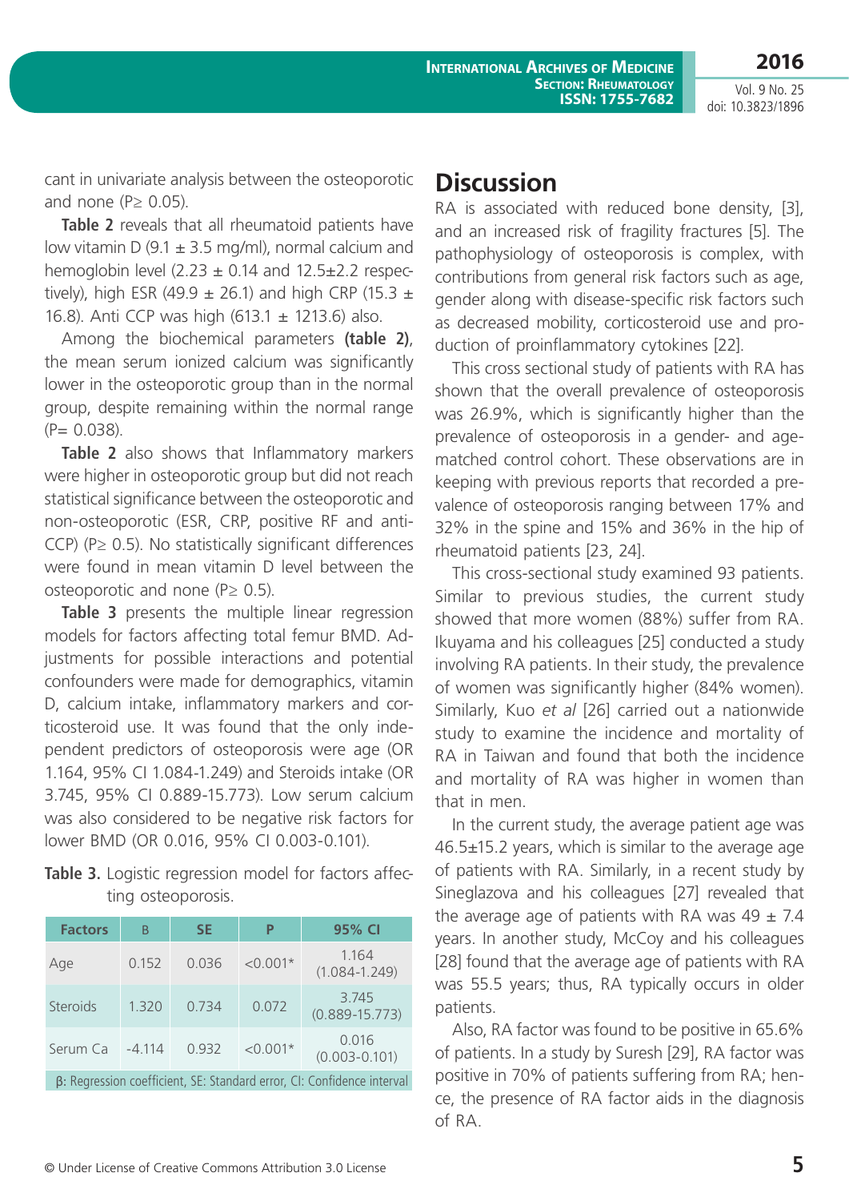cant in univariate analysis between the osteoporotic and none (P≥ 0.05).

**Table 2** reveals that all rheumatoid patients have low vitamin D (9.1 ± 3.5 mg/ml), normal calcium and hemoglobin level (2.23 ± 0.14 and 12.5±2.2 respectively), high ESR (49.9 ± 26.1) and high CRP (15.3 ± 16.8). Anti CCP was high (613.1 ± 1213.6) also.

Among the biochemical parameters **(table 2)**, the mean serum ionized calcium was significantly lower in the osteoporotic group than in the normal group, despite remaining within the normal range (P= 0.038).

**Table 2** also shows that Inflammatory markers were higher in osteoporotic group but did not reach statistical significance between the osteoporotic and non-osteoporotic (ESR, CRP, positive RF and anti-CCP) (P≥ 0.5). No statistically significant differences were found in mean vitamin D level between the osteoporotic and none (P≥ 0.5).

**Table 3** presents the multiple linear regression models for factors affecting total femur BMD. Adjustments for possible interactions and potential confounders were made for demographics, vitamin D, calcium intake, inflammatory markers and corticosteroid use. It was found that the only independent predictors of osteoporosis were age (OR 1.164, 95% CI 1.084-1.249) and Steroids intake (OR 3.745, 95% CI 0.889-15.773). Low serum calcium was also considered to be negative risk factors for lower BMD (OR 0.016, 95% CI 0.003-0.101).

**Table 3.** Logistic regression model for factors affecting osteoporosis.

| Factors | Β | SE | P | 95% CI |
|---|---|---|---|---|
| Age | 0.152 | 0.036 | <0.001* | 1.164 (1.084-1.249) |
| Steroids | 1.320 | 0.734 | 0.072 | 3.745 (0.889-15.773) |
| Serum Ca | -4.114 | 0.932 | <0.001* | 0.016 (0.003-0.101) |

β: Regression coefficient, SE: Standard error, CI: Confidence interval

## Discussion

RA is associated with reduced bone density, [3], and an increased risk of fragility fractures [5]. The pathophysiology of osteoporosis is complex, with contributions from general risk factors such as age, gender along with disease-specific risk factors such as decreased mobility, corticosteroid use and production of proinflammatory cytokines [22].

This cross sectional study of patients with RA has shown that the overall prevalence of osteoporosis was 26.9%, which is significantly higher than the prevalence of osteoporosis in a gender- and age-matched control cohort. These observations are in keeping with previous reports that recorded a prevalence of osteoporosis ranging between 17% and 32% in the spine and 15% and 36% in the hip of rheumatoid patients [23, 24].

This cross-sectional study examined 93 patients. Similar to previous studies, the current study showed that more women (88%) suffer from RA. Ikuyama and his colleagues [25] conducted a study involving RA patients. In their study, the prevalence of women was significantly higher (84% women). Similarly, Kuo *et al* [26] carried out a nationwide study to examine the incidence and mortality of RA in Taiwan and found that both the incidence and mortality of RA was higher in women than that in men.

In the current study, the average patient age was 46.5±15.2 years, which is similar to the average age of patients with RA. Similarly, in a recent study by Sineglazova and his colleagues [27] revealed that the average age of patients with RA was 49 ± 7.4 years. In another study, McCoy and his colleagues [28] found that the average age of patients with RA was 55.5 years; thus, RA typically occurs in older patients.

Also, RA factor was found to be positive in 65.6% of patients. In a study by Suresh [29], RA factor was positive in 70% of patients suffering from RA; hence, the presence of RA factor aids in the diagnosis of RA.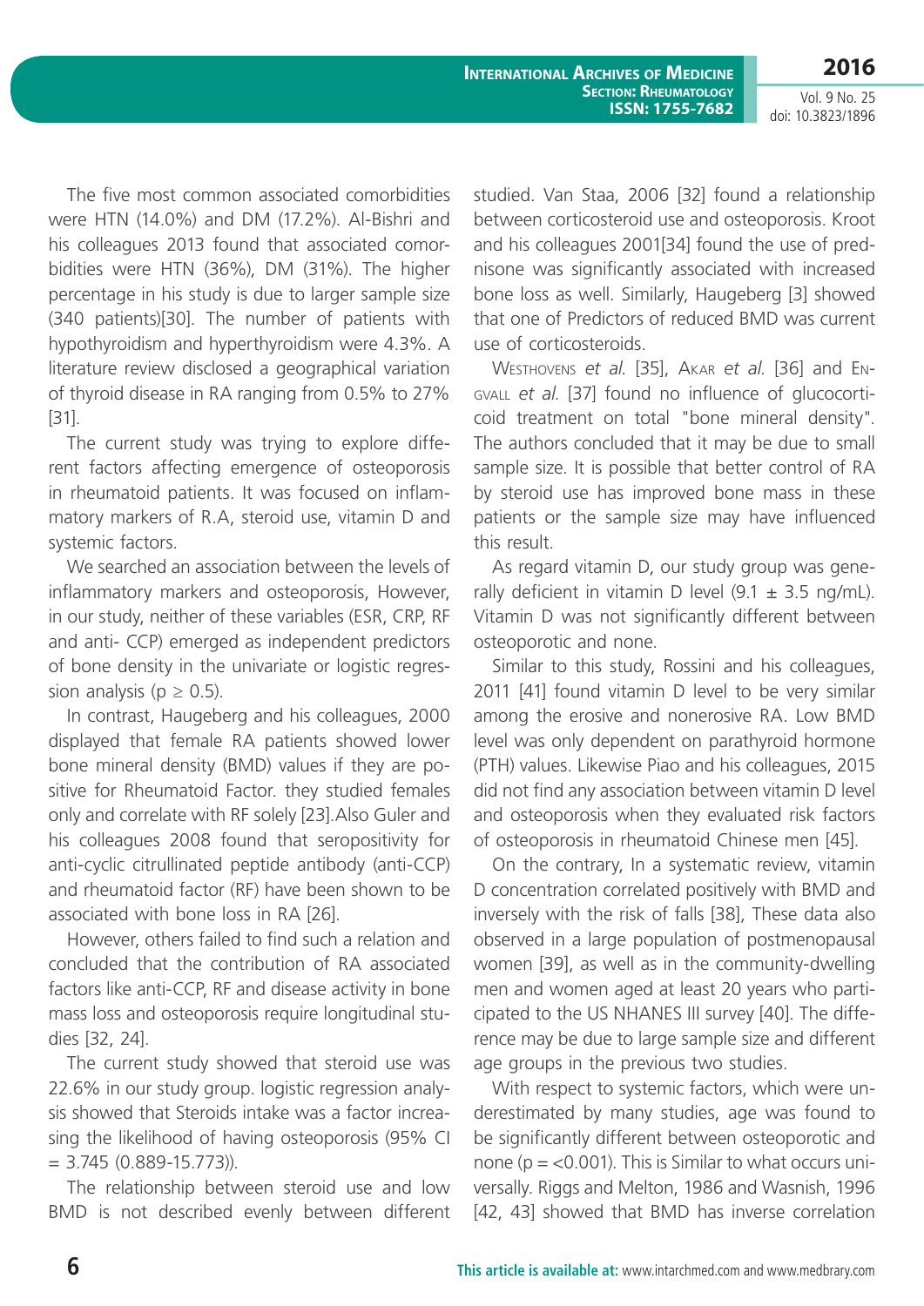The five most common associated comorbidities were HTN (14.0%) and DM (17.2%). Al-Bishri and his colleagues 2013 found that associated comorbidities were HTN (36%), DM (31%). The higher percentage in his study is due to larger sample size (340 patients)[30]. The number of patients with hypothyroidism and hyperthyroidism were 4.3%. A literature review disclosed a geographical variation of thyroid disease in RA ranging from 0.5% to 27% [31].

The current study was trying to explore different factors affecting emergence of osteoporosis in rheumatoid patients. It was focused on inflammatory markers of R.A, steroid use, vitamin D and systemic factors.

We searched an association between the levels of inflammatory markers and osteoporosis, However, in our study, neither of these variables (ESR, CRP, RF and anti- CCP) emerged as independent predictors of bone density in the univariate or logistic regression analysis ($p \geq 0.5$).

In contrast, Haugeberg and his colleagues, 2000 displayed that female RA patients showed lower bone mineral density (BMD) values if they are positive for Rheumatoid Factor. they studied females only and correlate with RF solely [23].Also Guler and his colleagues 2008 found that seropositivity for anti-cyclic citrullinated peptide antibody (anti-CCP) and rheumatoid factor (RF) have been shown to be associated with bone loss in RA [26].

However, others failed to find such a relation and concluded that the contribution of RA associated factors like anti-CCP, RF and disease activity in bone mass loss and osteoporosis require longitudinal studies [32, 24].

The current study showed that steroid use was 22.6% in our study group. logistic regression analysis showed that Steroids intake was a factor increasing the likelihood of having osteoporosis (95% CI = 3.745 (0.889-15.773)).

The relationship between steroid use and low BMD is not described evenly between different studied. Van Staa, 2006 [32] found a relationship between corticosteroid use and osteoporosis. Kroot and his colleagues 2001[34] found the use of prednisone was significantly associated with increased bone loss as well. Similarly, Haugeberg [3] showed that one of Predictors of reduced BMD was current use of corticosteroids.

Westhovens *et al.* [35], Akar *et al.* [36] and Engvall *et al.* [37] found no influence of glucocorticoid treatment on total "bone mineral density". The authors concluded that it may be due to small sample size. It is possible that better control of RA by steroid use has improved bone mass in these patients or the sample size may have influenced this result.

As regard vitamin D, our study group was generally deficient in vitamin D level (9.1 ± 3.5 ng/mL). Vitamin D was not significantly different between osteoporotic and none.

Similar to this study, Rossini and his colleagues, 2011 [41] found vitamin D level to be very similar among the erosive and nonerosive RA. Low BMD level was only dependent on parathyroid hormone (PTH) values. Likewise Piao and his colleagues, 2015 did not find any association between vitamin D level and osteoporosis when they evaluated risk factors of osteoporosis in rheumatoid Chinese men [45].

On the contrary, In a systematic review, vitamin D concentration correlated positively with BMD and inversely with the risk of falls [38], These data also observed in a large population of postmenopausal women [39], as well as in the community-dwelling men and women aged at least 20 years who participated to the US NHANES III survey [40]. The difference may be due to large sample size and different age groups in the previous two studies.

With respect to systemic factors, which were underestimated by many studies, age was found to be significantly different between osteoporotic and none ($p = <0.001$). This is Similar to what occurs universally. Riggs and Melton, 1986 and Wasnish, 1996 [42, 43] showed that BMD has inverse correlation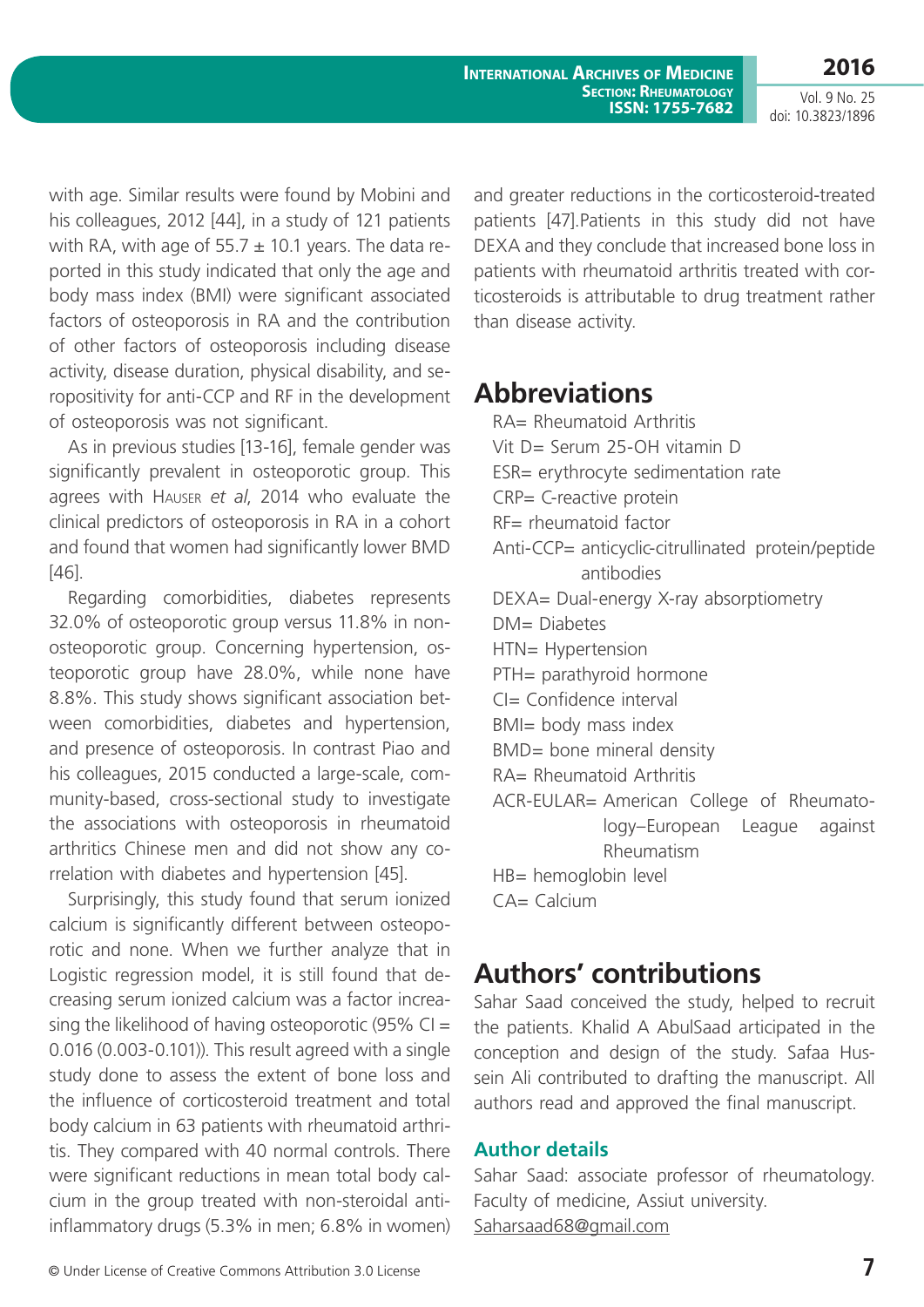with age. Similar results were found by Mobini and his colleagues, 2012 [44], in a study of 121 patients with RA, with age of 55.7 ± 10.1 years. The data reported in this study indicated that only the age and body mass index (BMI) were significant associated factors of osteoporosis in RA and the contribution of other factors of osteoporosis including disease activity, disease duration, physical disability, and seropositivity for anti-CCP and RF in the development of osteoporosis was not significant.

As in previous studies [13-16], female gender was significantly prevalent in osteoporotic group. This agrees with Hauser *et al*, 2014 who evaluate the clinical predictors of osteoporosis in RA in a cohort and found that women had significantly lower BMD [46].

Regarding comorbidities, diabetes represents 32.0% of osteoporotic group versus 11.8% in non-osteoporotic group. Concerning hypertension, osteoporotic group have 28.0%, while none have 8.8%. This study shows significant association between comorbidities, diabetes and hypertension, and presence of osteoporosis. In contrast Piao and his colleagues, 2015 conducted a large-scale, community-based, cross-sectional study to investigate the associations with osteoporosis in rheumatoid arthritics Chinese men and did not show any correlation with diabetes and hypertension [45].

Surprisingly, this study found that serum ionized calcium is significantly different between osteoporotic and none. When we further analyze that in Logistic regression model, it is still found that decreasing serum ionized calcium was a factor increasing the likelihood of having osteoporotic (95% CI = 0.016 (0.003-0.101)). This result agreed with a single study done to assess the extent of bone loss and the influence of corticosteroid treatment and total body calcium in 63 patients with rheumatoid arthritis. They compared with 40 normal controls. There were significant reductions in mean total body calcium in the group treated with non-steroidal anti-inflammatory drugs (5.3% in men; 6.8% in women) and greater reductions in the corticosteroid-treated patients [47].Patients in this study did not have DEXA and they conclude that increased bone loss in patients with rheumatoid arthritis treated with corticosteroids is attributable to drug treatment rather than disease activity.

## Abbreviations

RA= Rheumatoid Arthritis
Vit D= Serum 25-OH vitamin D
ESR= erythrocyte sedimentation rate
CRP= C-reactive protein
RF= rheumatoid factor
Anti-CCP= anticyclic-citrullinated protein/peptide antibodies
DEXA= Dual-energy X-ray absorptiometry
DM= Diabetes
HTN= Hypertension
PTH= parathyroid hormone
CI= Confidence interval
BMI= body mass index
BMD= bone mineral density
RA= Rheumatoid Arthritis
ACR-EULAR= American College of Rheumatology–European League against Rheumatism
HB= hemoglobin level
CA= Calcium

## Authors' contributions

Sahar Saad conceived the study, helped to recruit the patients. Khalid A AbulSaad articipated in the conception and design of the study. Safaa Hussein Ali contributed to drafting the manuscript. All authors read and approved the final manuscript.

### Author details

Sahar Saad: associate professor of rheumatology. Faculty of medicine, Assiut university.
Saharsaad68@gmail.com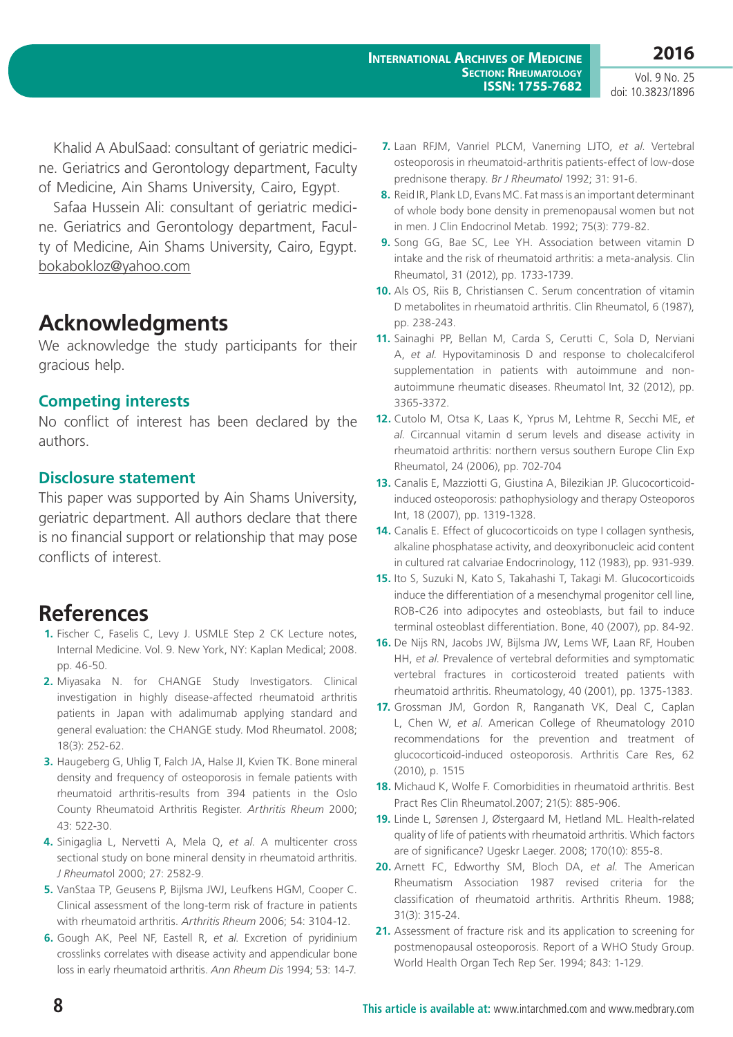Khalid A AbulSaad: consultant of geriatric medicine. Geriatrics and Gerontology department, Faculty of Medicine, Ain Shams University, Cairo, Egypt.

Safaa Hussein Ali: consultant of geriatric medicine. Geriatrics and Gerontology department, Faculty of Medicine, Ain Shams University, Cairo, Egypt. bokabokloz@yahoo.com

# Acknowledgments

We acknowledge the study participants for their gracious help.

### Competing interests

No conflict of interest has been declared by the authors.

### Disclosure statement

This paper was supported by Ain Shams University, geriatric department. All authors declare that there is no financial support or relationship that may pose conflicts of interest.

# References

1. Fischer C, Faselis C, Levy J. USMLE Step 2 CK Lecture notes, Internal Medicine. Vol. 9. New York, NY: Kaplan Medical; 2008. pp. 46-50.
2. Miyasaka N. for CHANGE Study Investigators. Clinical investigation in highly disease-affected rheumatoid arthritis patients in Japan with adalimumab applying standard and general evaluation: the CHANGE study. Mod Rheumatol. 2008; 18(3): 252-62.
3. Haugeberg G, Uhlig T, Falch JA, Halse JI, Kvien TK. Bone mineral density and frequency of osteoporosis in female patients with rheumatoid arthritis-results from 394 patients in the Oslo County Rheumatoid Arthritis Register. *Arthritis Rheum* 2000; 43: 522-30.
4. Sinigaglia L, Nervetti A, Mela Q, *et al.* A multicenter cross sectional study on bone mineral density in rheumatoid arthritis. *J Rheumato*l 2000; 27: 2582-9.
5. VanStaa TP, Geusens P, Bijlsma JWJ, Leufkens HGM, Cooper C. Clinical assessment of the long-term risk of fracture in patients with rheumatoid arthritis. *Arthritis Rheum* 2006; 54: 3104-12.
6. Gough AK, Peel NF, Eastell R, *et al.* Excretion of pyridinium crosslinks correlates with disease activity and appendicular bone loss in early rheumatoid arthritis. *Ann Rheum Dis* 1994; 53: 14-7.
7. Laan RFJM, Vanriel PLCM, Vanerning LJTO, *et al.* Vertebral osteoporosis in rheumatoid-arthritis patients-effect of low-dose prednisone therapy. *Br J Rheumatol* 1992; 31: 91-6.
8. Reid IR, Plank LD, Evans MC. Fat mass is an important determinant of whole body bone density in premenopausal women but not in men. J Clin Endocrinol Metab. 1992; 75(3): 779-82.
9. Song GG, Bae SC, Lee YH. Association between vitamin D intake and the risk of rheumatoid arthritis: a meta-analysis. Clin Rheumatol, 31 (2012), pp. 1733-1739.
10. Als OS, Riis B, Christiansen C. Serum concentration of vitamin D metabolites in rheumatoid arthritis. Clin Rheumatol, 6 (1987), pp. 238-243.
11. Sainaghi PP, Bellan M, Carda S, Cerutti C, Sola D, Nerviani A, *et al.* Hypovitaminosis D and response to cholecalciferol supplementation in patients with autoimmune and non-autoimmune rheumatic diseases. Rheumatol Int, 32 (2012), pp. 3365-3372.
12. Cutolo M, Otsa K, Laas K, Yprus M, Lehtme R, Secchi ME, *et al.* Circannual vitamin d serum levels and disease activity in rheumatoid arthritis: northern versus southern Europe Clin Exp Rheumatol, 24 (2006), pp. 702-704
13. Canalis E, Mazziotti G, Giustina A, Bilezikian JP. Glucocorticoid-induced osteoporosis: pathophysiology and therapy Osteoporos Int, 18 (2007), pp. 1319-1328.
14. Canalis E. Effect of glucocorticoids on type I collagen synthesis, alkaline phosphatase activity, and deoxyribonucleic acid content in cultured rat calvariae Endocrinology, 112 (1983), pp. 931-939.
15. Ito S, Suzuki N, Kato S, Takahashi T, Takagi M. Glucocorticoids induce the differentiation of a mesenchymal progenitor cell line, ROB-C26 into adipocytes and osteoblasts, but fail to induce terminal osteoblast differentiation. Bone, 40 (2007), pp. 84-92.
16. De Nijs RN, Jacobs JW, Bijlsma JW, Lems WF, Laan RF, Houben HH, *et al.* Prevalence of vertebral deformities and symptomatic vertebral fractures in corticosteroid treated patients with rheumatoid arthritis. Rheumatology, 40 (2001), pp. 1375-1383.
17. Grossman JM, Gordon R, Ranganath VK, Deal C, Caplan L, Chen W, *et al.* American College of Rheumatology 2010 recommendations for the prevention and treatment of glucocorticoid-induced osteoporosis. Arthritis Care Res, 62 (2010), p. 1515
18. Michaud K, Wolfe F. Comorbidities in rheumatoid arthritis. Best Pract Res Clin Rheumatol.2007; 21(5): 885-906.
19. Linde L, Sørensen J, Østergaard M, Hetland ML. Health-related quality of life of patients with rheumatoid arthritis. Which factors are of significance? Ugeskr Laeger. 2008; 170(10): 855-8.
20. Arnett FC, Edworthy SM, Bloch DA, *et al.* The American Rheumatism Association 1987 revised criteria for the classification of rheumatoid arthritis. Arthritis Rheum. 1988; 31(3): 315-24.
21. Assessment of fracture risk and its application to screening for postmenopausal osteoporosis. Report of a WHO Study Group. World Health Organ Tech Rep Ser. 1994; 843: 1-129.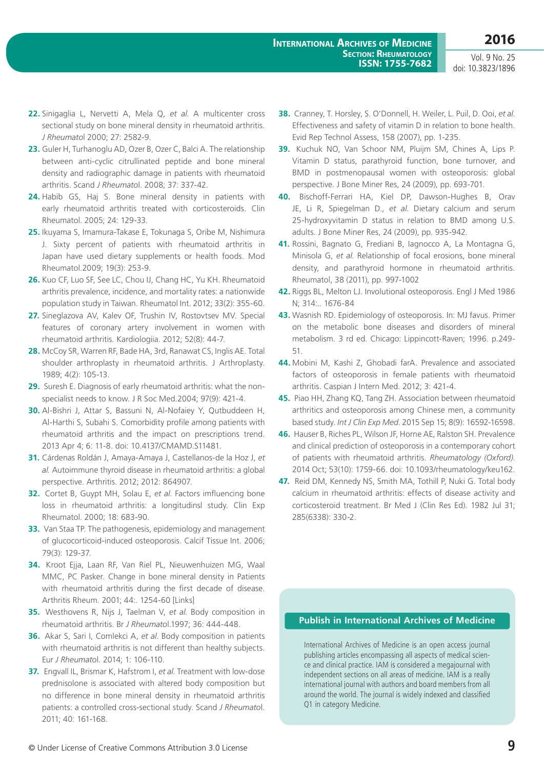22. Sinigaglia L, Nervetti A, Mela Q, *et al.* A multicenter cross sectional study on bone mineral density in rheumatoid arthritis. *J Rheumato*l 2000; 27: 2582-9.
23. Guler H, Turhanoglu AD, Ozer B, Ozer C, Balci A. The relationship between anti-cyclic citrullinated peptide and bone mineral density and radiographic damage in patients with rheumatoid arthritis. Scand *J Rheumato*l. 2008; 37: 337-42.
24. Habib GS, Haj S. Bone mineral density in patients with early rheumatoid arthritis treated with corticosteroids. Clin Rheumatol. 2005; 24: 129-33.
25. Ikuyama S, Imamura-Takase E, Tokunaga S, Oribe M, Nishimura J. Sixty percent of patients with rheumatoid arthritis in Japan have used dietary supplements or health foods. Mod Rheumatol.2009; 19(3): 253-9.
26. Kuo CF, Luo SF, See LC, Chou IJ, Chang HC, Yu KH. Rheumatoid arthritis prevalence, incidence, and mortality rates: a nationwide population study in Taiwan. Rheumatol Int. 2012; 33(2): 355-60.
27. Sineglazova AV, Kalev OF, Trushin IV, Rostovtsev MV. Special features of coronary artery involvement in women with rheumatoid arthritis. Kardiologiia. 2012; 52(8): 44-7.
28. McCoy SR, Warren RF, Bade HA, 3rd, Ranawat CS, Inglis AE. Total shoulder arthroplasty in rheumatoid arthritis. J Arthroplasty. 1989; 4(2): 105-13.
29. Suresh E. Diagnosis of early rheumatoid arthritis: what the non-specialist needs to know. J R Soc Med.2004; 97(9): 421-4.
30. Al-Bishri J, Attar S, Bassuni N, Al-Nofaiey Y, Qutbuddeen H, Al-Harthi S, Subahi S. Comorbidity profile among patients with rheumatoid arthritis and the impact on prescriptions trend. 2013 Apr 4; 6: 11-8. doi: 10.4137/CMAMD.S11481.
31. Cárdenas Roldán J, Amaya-Amaya J, Castellanos-de la Hoz J, *et al.* Autoimmune thyroid disease in rheumatoid arthritis: a global perspective. Arthritis. 2012; 2012: 864907.
32. Cortet B, Guypt MH, Solau E, *et al.* Factors imfluencing bone loss in rheumatoid arthritis: a longitudinsl study. Clin Exp Rheumatol. 2000; 18: 683-90.
33. Van Staa TP. The pathogenesis, epidemiology and management of glucocorticoid-induced osteoporosis. Calcif Tissue Int. 2006; 79(3): 129-37.
34. Kroot Ejja, Laan RF, Van Riel PL, Nieuwenhuizen MG, Waal MMC, PC Pasker. Change in bone mineral density in Patients with rheumatoid arthritis during the first decade of disease. Arthritis Rheum. 2001; 44:. 1254-60 [Links]
35. Westhovens R, Nijs J, Taelman V, *et al.* Body composition in rheumatoid arthritis. Br *J Rheumato*l.1997; 36: 444-448.
36. Akar S, Sari I, Comlekci A, *et al.* Body composition in patients with rheumatoid arthritis is not different than healthy subjects. Eur *J Rheumato*l. 2014; 1: 106-110.
37. Engvall IL, Brismar K, Hafstrom I, *et al.* Treatment with low-dose prednisolone is associated with altered body composition but no difference in bone mineral density in rheumatoid arthritis patients: a controlled cross-sectional study. Scand *J Rheumato*l. 2011; 40: 161-168.
38. Cranney, T. Horsley, S. O'Donnell, H. Weiler, L. Puil, D. Ooi, *et al.* Effectiveness and safety of vitamin D in relation to bone health. Evid Rep Technol Assess, 158 (2007), pp. 1-235.
39. Kuchuk NO, Van Schoor NM, Pluijm SM, Chines A, Lips P. Vitamin D status, parathyroid function, bone turnover, and BMD in postmenopausal women with osteoporosis: global perspective. J Bone Miner Res, 24 (2009), pp. 693-701.
40. Bischoff-Ferrari HA, Kiel DP, Dawson-Hughes B, Orav JE, Li R, Spiegelman D., *et al.* Dietary calcium and serum 25-hydroxyvitamin D status in relation to BMD among U.S. adults. J Bone Miner Res, 24 (2009), pp. 935-942.
41. Rossini, Bagnato G, Frediani B, Iagnocco A, La Montagna G, Minisola G, *et al.* Relationship of focal erosions, bone mineral density, and parathyroid hormone in rheumatoid arthritis. Rheumatol, 38 (2011), pp. 997-1002
42. Riggs BL, Melton LJ. Involutional osteoporosis. Engl J Med 1986 N; 314:.. 1676-84
43. Wasnish RD. Epidemiology of osteoporosis. In: MJ favus. Primer on the metabolic bone diseases and disorders of mineral metabolism. 3 rd ed. Chicago: Lippincott-Raven; 1996. p.249-51.
44. Mobini M, Kashi Z, Ghobadi farA. Prevalence and associated factors of osteoporosis in female patients with rheumatoid arthritis. Caspian J Intern Med. 2012; 3: 421-4.
45. Piao HH, Zhang KQ, Tang ZH. Association between rheumatoid arthritics and osteoporosis among Chinese men, a community based study. *Int J Clin Exp Med.* 2015 Sep 15; 8(9): 16592-16598.
46. Hauser B, Riches PL, Wilson JF, Horne AE, Ralston SH. Prevalence and clinical prediction of osteoporosis in a contemporary cohort of patients with rheumatoid arthritis. *Rheumatology (Oxford).* 2014 Oct; 53(10): 1759-66. doi: 10.1093/rheumatology/keu162.
47. Reid DM, Kennedy NS, Smith MA, Tothill P, Nuki G. Total body calcium in rheumatoid arthritis: effects of disease activity and corticosteroid treatment. Br Med J (Clin Res Ed). 1982 Jul 31; 285(6338): 330-2.

**Publish in International Archives of Medicine**

International Archives of Medicine is an open access journal publishing articles encompassing all aspects of medical science and clinical practice. IAM is considered a megajournal with independent sections on all areas of medicine. IAM is a really international journal with authors and board members from all around the world. The journal is widely indexed and classified Q1 in category Medicine.